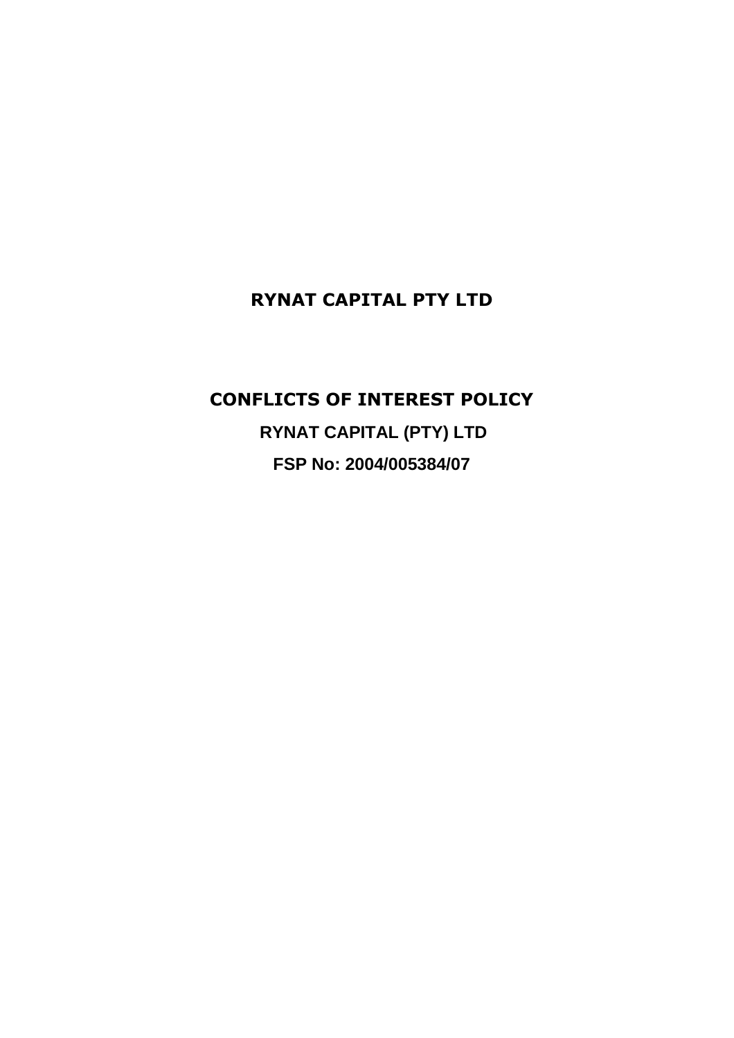# RYNAT CAPITAL PTY LTD

## CONFLICTS OF INTEREST POLICY

**RYNAT CAPITAL (PTY) LTD**

**FSP No: 2004/005384/07**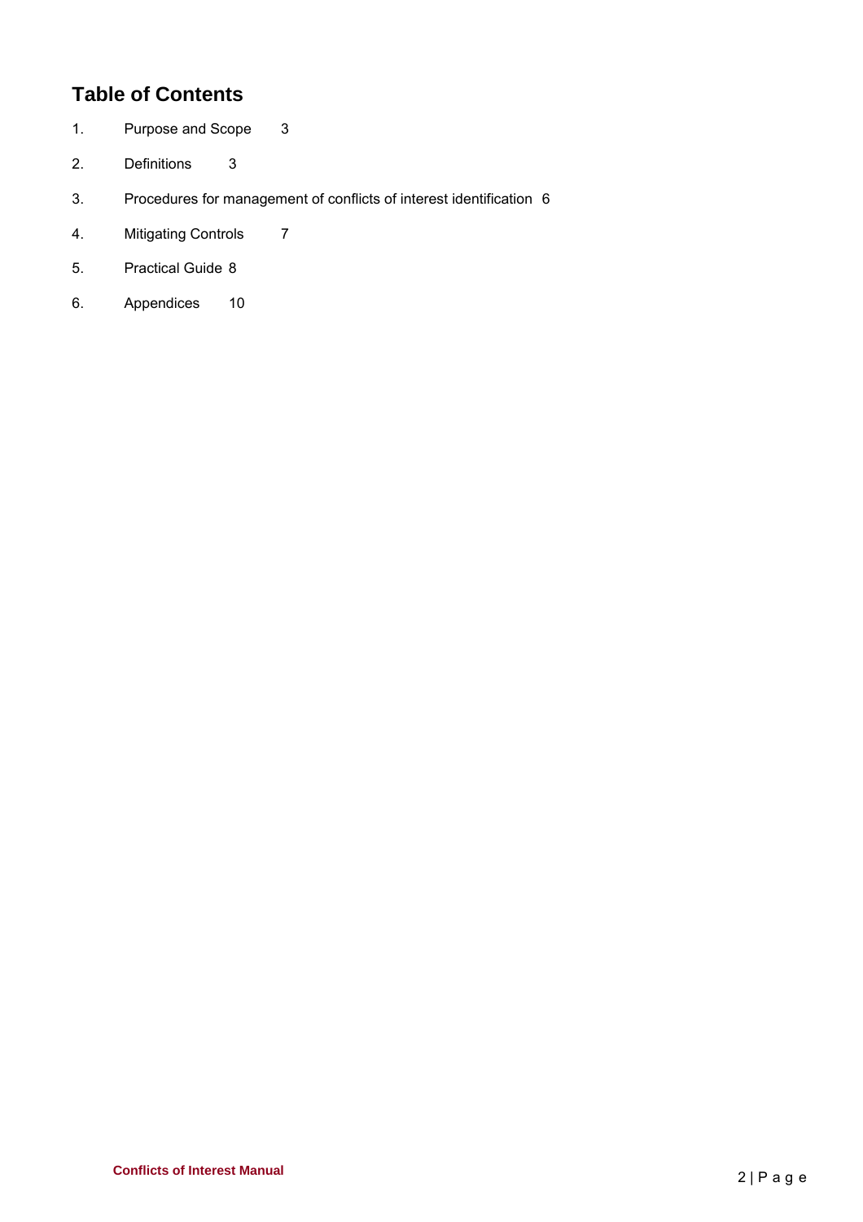## Table of Contents

1. Purpose and Scope 3
2. Definitions 3
3. Procedures for management of conflicts of interest identification 6
4. Mitigating Controls 7
5. Practical Guide 8
6. Appendices 10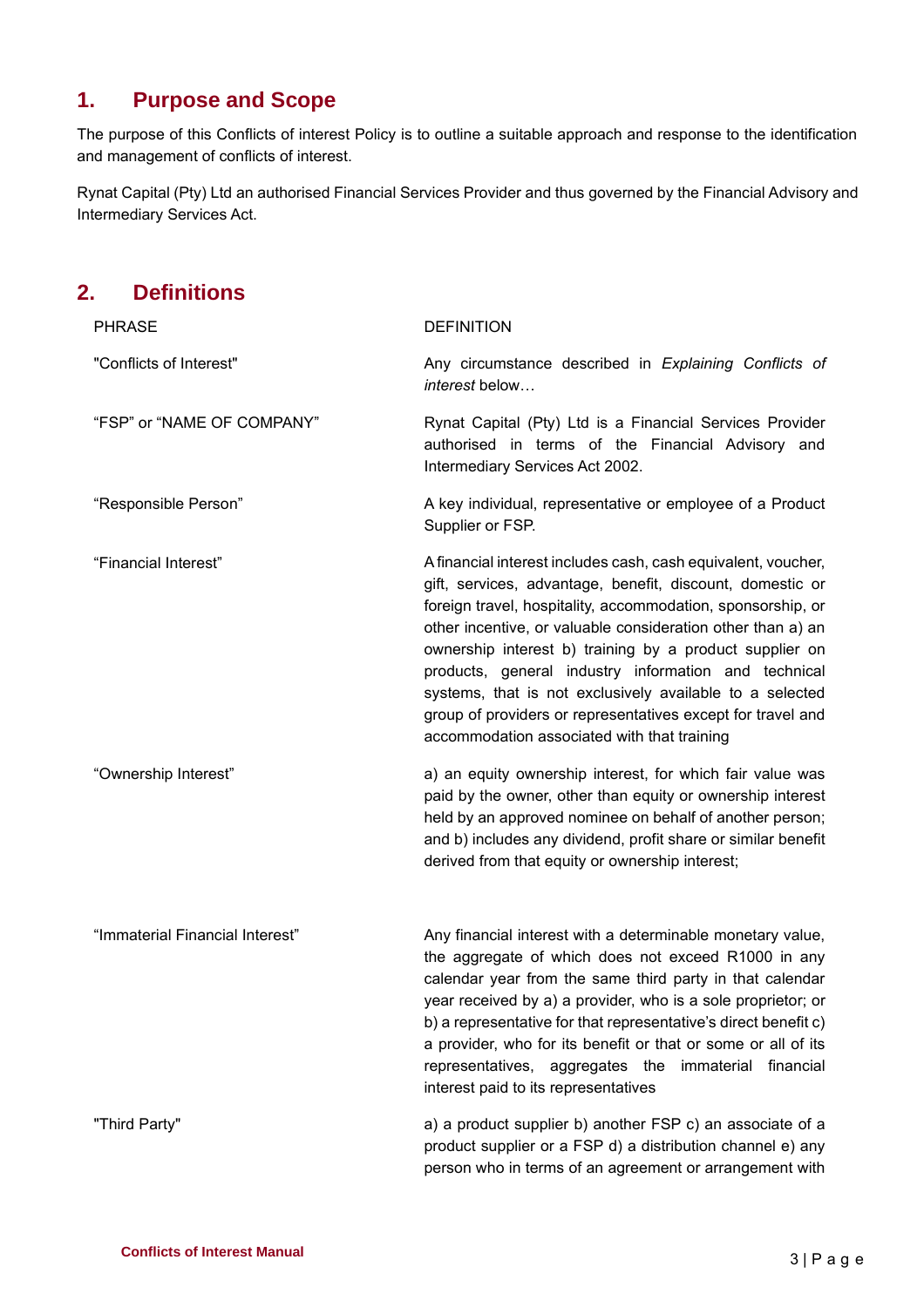## 1. Purpose and Scope

The purpose of this Conflicts of interest Policy is to outline a suitable approach and response to the identification and management of conflicts of interest.

Rynat Capital (Pty) Ltd an authorised Financial Services Provider and thus governed by the Financial Advisory and Intermediary Services Act.

## 2. Definitions

| PHRASE | DEFINITION |
|---|---|
| "Conflicts of Interest" | Any circumstance described in *Explaining Conflicts of interest* below… |
| "FSP" or "NAME OF COMPANY" | Rynat Capital (Pty) Ltd is a Financial Services Provider authorised in terms of the Financial Advisory and Intermediary Services Act 2002. |
| "Responsible Person" | A key individual, representative or employee of a Product Supplier or FSP. |
| "Financial Interest" | A financial interest includes cash, cash equivalent, voucher, gift, services, advantage, benefit, discount, domestic or foreign travel, hospitality, accommodation, sponsorship, or other incentive, or valuable consideration other than a) an ownership interest b) training by a product supplier on products, general industry information and technical systems, that is not exclusively available to a selected group of providers or representatives except for travel and accommodation associated with that training |
| "Ownership Interest" | a) an equity ownership interest, for which fair value was paid by the owner, other than equity or ownership interest held by an approved nominee on behalf of another person; and b) includes any dividend, profit share or similar benefit derived from that equity or ownership interest; |
| "Immaterial Financial Interest" | Any financial interest with a determinable monetary value, the aggregate of which does not exceed R1000 in any calendar year from the same third party in that calendar year received by a) a provider, who is a sole proprietor; or b) a representative for that representative's direct benefit c) a provider, who for its benefit or that or some or all of its representatives, aggregates the immaterial financial interest paid to its representatives |
| "Third Party" | a) a product supplier b) another FSP c) an associate of a product supplier or a FSP d) a distribution channel e) any person who in terms of an agreement or arrangement with |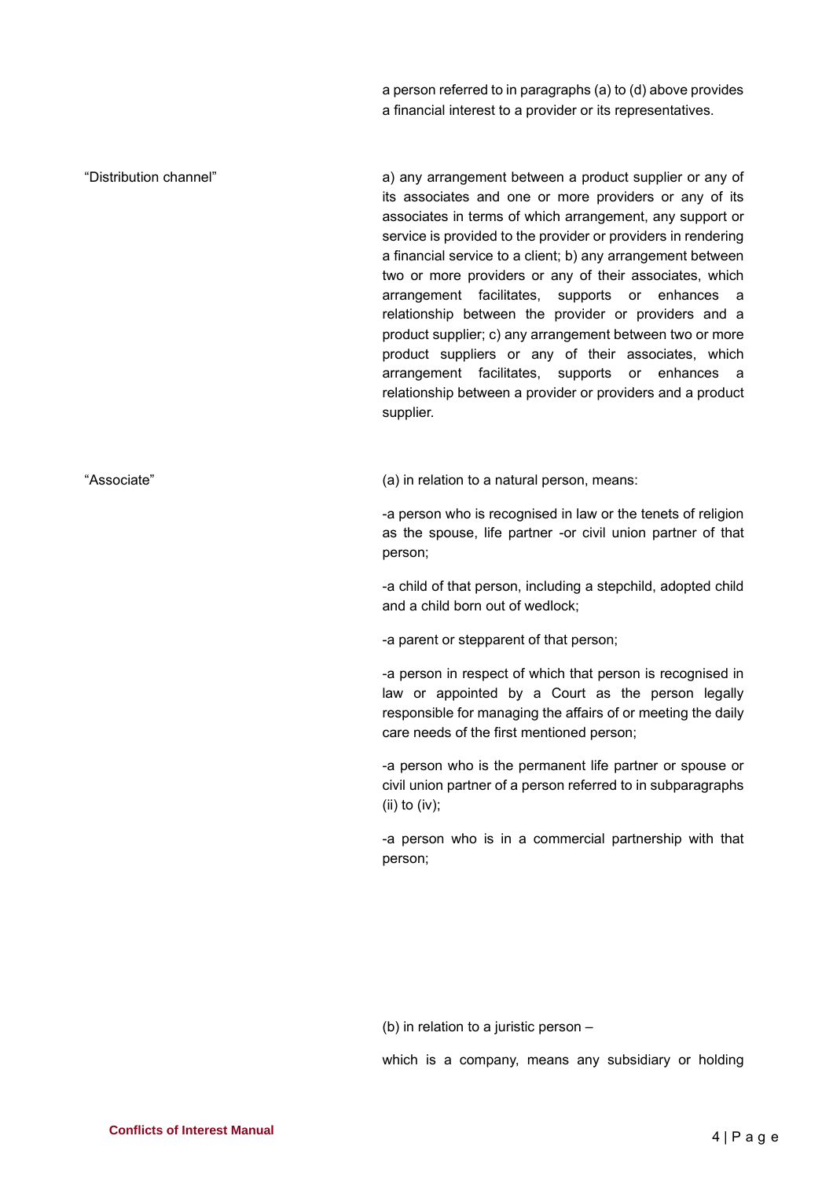a person referred to in paragraphs (a) to (d) above provides a financial interest to a provider or its representatives.

| | |
|---|---|
| "Distribution channel" | a) any arrangement between a product supplier or any of its associates and one or more providers or any of its associates in terms of which arrangement, any support or service is provided to the provider or providers in rendering a financial service to a client; b) any arrangement between two or more providers or any of their associates, which arrangement facilitates, supports or enhances a relationship between the provider or providers and a product supplier; c) any arrangement between two or more product suppliers or any of their associates, which arrangement facilitates, supports or enhances a relationship between a provider or providers and a product supplier. |
| "Associate" | (a) in relation to a natural person, means:<br><br>-a person who is recognised in law or the tenets of religion as the spouse, life partner -or civil union partner of that person;<br><br>-a child of that person, including a stepchild, adopted child and a child born out of wedlock;<br><br>-a parent or stepparent of that person;<br><br>-a person in respect of which that person is recognised in law or appointed by a Court as the person legally responsible for managing the affairs of or meeting the daily care needs of the first mentioned person;<br><br>-a person who is the permanent life partner or spouse or civil union partner of a person referred to in subparagraphs (ii) to (iv);<br><br>-a person who is in a commercial partnership with that person;<br><br>(b) in relation to a juristic person –<br><br>which is a company, means any subsidiary or holding |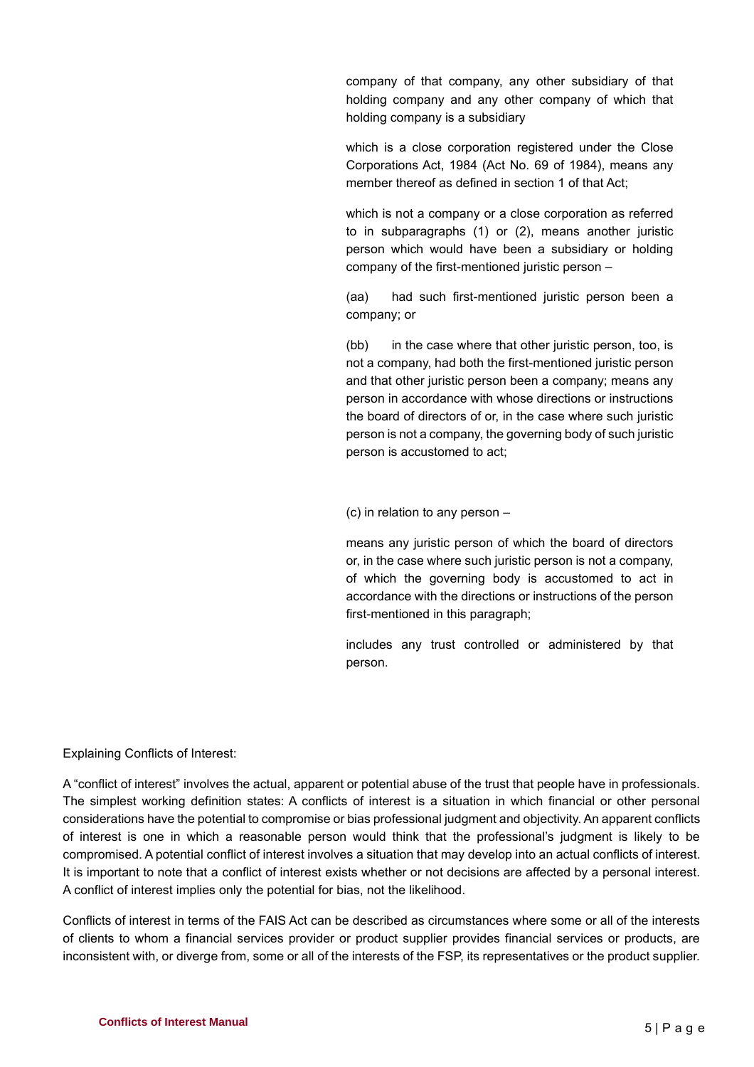company of that company, any other subsidiary of that holding company and any other company of which that holding company is a subsidiary

which is a close corporation registered under the Close Corporations Act, 1984 (Act No. 69 of 1984), means any member thereof as defined in section 1 of that Act;

which is not a company or a close corporation as referred to in subparagraphs (1) or (2), means another juristic person which would have been a subsidiary or holding company of the first-mentioned juristic person –

(aa) had such first-mentioned juristic person been a company; or

(bb) in the case where that other juristic person, too, is not a company, had both the first-mentioned juristic person and that other juristic person been a company; means any person in accordance with whose directions or instructions the board of directors of or, in the case where such juristic person is not a company, the governing body of such juristic person is accustomed to act;

(c) in relation to any person –

means any juristic person of which the board of directors or, in the case where such juristic person is not a company, of which the governing body is accustomed to act in accordance with the directions or instructions of the person first-mentioned in this paragraph;

includes any trust controlled or administered by that person.

Explaining Conflicts of Interest:

A "conflict of interest" involves the actual, apparent or potential abuse of the trust that people have in professionals. The simplest working definition states: A conflicts of interest is a situation in which financial or other personal considerations have the potential to compromise or bias professional judgment and objectivity. An apparent conflicts of interest is one in which a reasonable person would think that the professional's judgment is likely to be compromised. A potential conflict of interest involves a situation that may develop into an actual conflicts of interest. It is important to note that a conflict of interest exists whether or not decisions are affected by a personal interest. A conflict of interest implies only the potential for bias, not the likelihood.

Conflicts of interest in terms of the FAIS Act can be described as circumstances where some or all of the interests of clients to whom a financial services provider or product supplier provides financial services or products, are inconsistent with, or diverge from, some or all of the interests of the FSP, its representatives or the product supplier.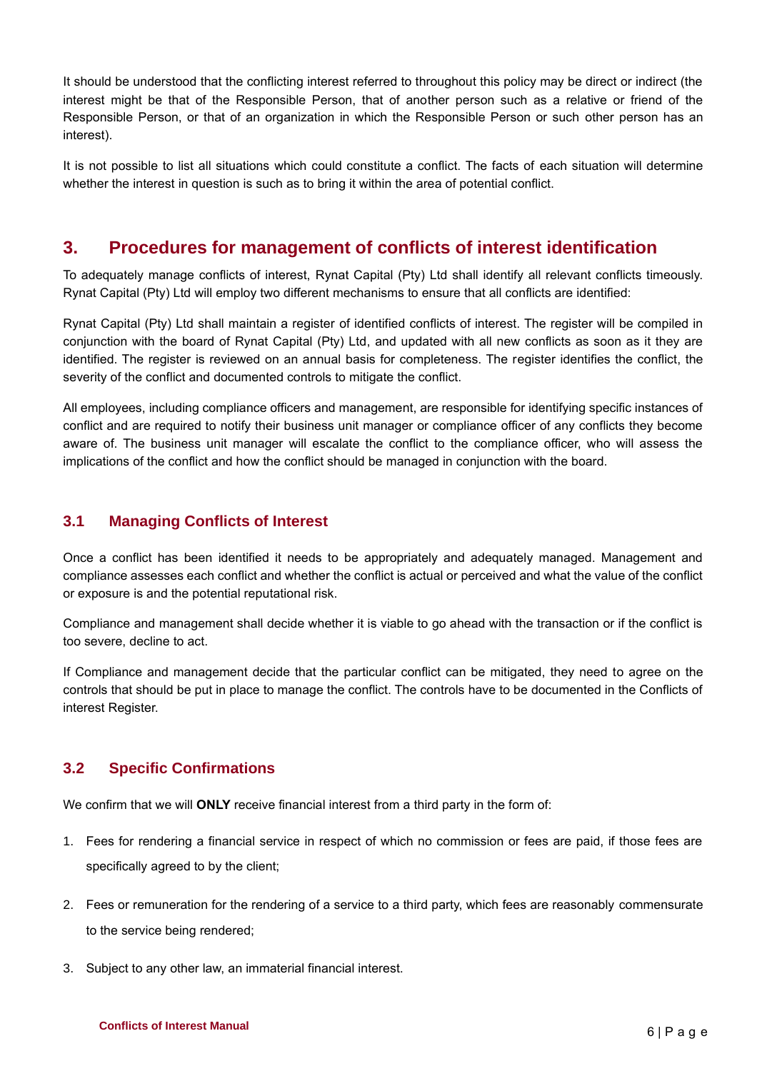It should be understood that the conflicting interest referred to throughout this policy may be direct or indirect (the interest might be that of the Responsible Person, that of another person such as a relative or friend of the Responsible Person, or that of an organization in which the Responsible Person or such other person has an interest).

It is not possible to list all situations which could constitute a conflict. The facts of each situation will determine whether the interest in question is such as to bring it within the area of potential conflict.

## 3. Procedures for management of conflicts of interest identification

To adequately manage conflicts of interest, Rynat Capital (Pty) Ltd shall identify all relevant conflicts timeously. Rynat Capital (Pty) Ltd will employ two different mechanisms to ensure that all conflicts are identified:

Rynat Capital (Pty) Ltd shall maintain a register of identified conflicts of interest. The register will be compiled in conjunction with the board of Rynat Capital (Pty) Ltd, and updated with all new conflicts as soon as it they are identified. The register is reviewed on an annual basis for completeness. The register identifies the conflict, the severity of the conflict and documented controls to mitigate the conflict.

All employees, including compliance officers and management, are responsible for identifying specific instances of conflict and are required to notify their business unit manager or compliance officer of any conflicts they become aware of. The business unit manager will escalate the conflict to the compliance officer, who will assess the implications of the conflict and how the conflict should be managed in conjunction with the board.

### 3.1 Managing Conflicts of Interest

Once a conflict has been identified it needs to be appropriately and adequately managed. Management and compliance assesses each conflict and whether the conflict is actual or perceived and what the value of the conflict or exposure is and the potential reputational risk.

Compliance and management shall decide whether it is viable to go ahead with the transaction or if the conflict is too severe, decline to act.

If Compliance and management decide that the particular conflict can be mitigated, they need to agree on the controls that should be put in place to manage the conflict. The controls have to be documented in the Conflicts of interest Register.

### 3.2 Specific Confirmations

We confirm that we will **ONLY** receive financial interest from a third party in the form of:

1. Fees for rendering a financial service in respect of which no commission or fees are paid, if those fees are specifically agreed to by the client;
2. Fees or remuneration for the rendering of a service to a third party, which fees are reasonably commensurate to the service being rendered;
3. Subject to any other law, an immaterial financial interest.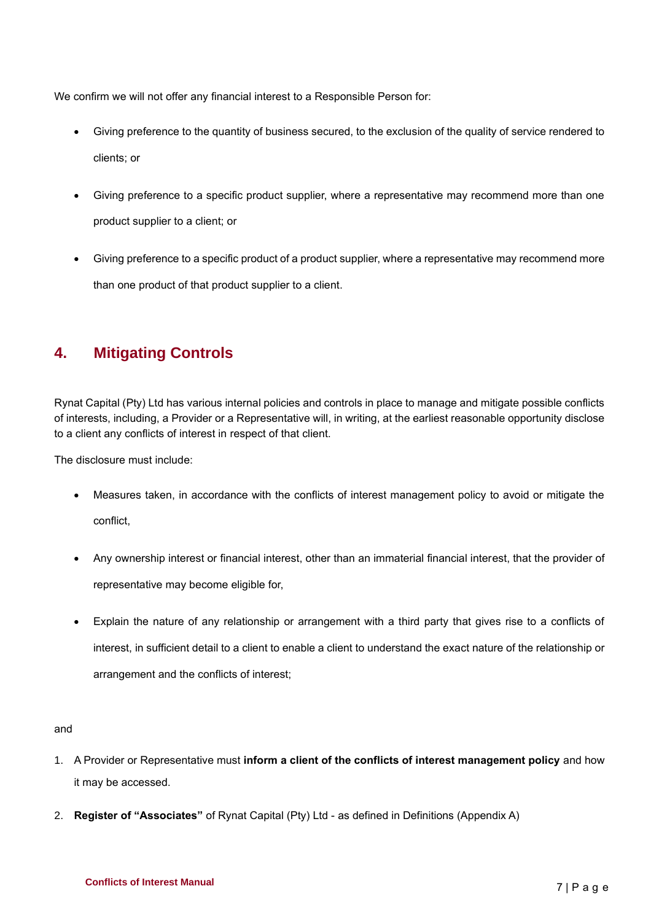We confirm we will not offer any financial interest to a Responsible Person for:

- Giving preference to the quantity of business secured, to the exclusion of the quality of service rendered to clients; or
- Giving preference to a specific product supplier, where a representative may recommend more than one product supplier to a client; or
- Giving preference to a specific product of a product supplier, where a representative may recommend more than one product of that product supplier to a client.

## 4. Mitigating Controls

Rynat Capital (Pty) Ltd has various internal policies and controls in place to manage and mitigate possible conflicts of interests, including, a Provider or a Representative will, in writing, at the earliest reasonable opportunity disclose to a client any conflicts of interest in respect of that client.

The disclosure must include:

- Measures taken, in accordance with the conflicts of interest management policy to avoid or mitigate the conflict,
- Any ownership interest or financial interest, other than an immaterial financial interest, that the provider of representative may become eligible for,
- Explain the nature of any relationship or arrangement with a third party that gives rise to a conflicts of interest, in sufficient detail to a client to enable a client to understand the exact nature of the relationship or arrangement and the conflicts of interest;

and

1. A Provider or Representative must **inform a client of the conflicts of interest management policy** and how it may be accessed.
2. **Register of "Associates"** of Rynat Capital (Pty) Ltd - as defined in Definitions (Appendix A)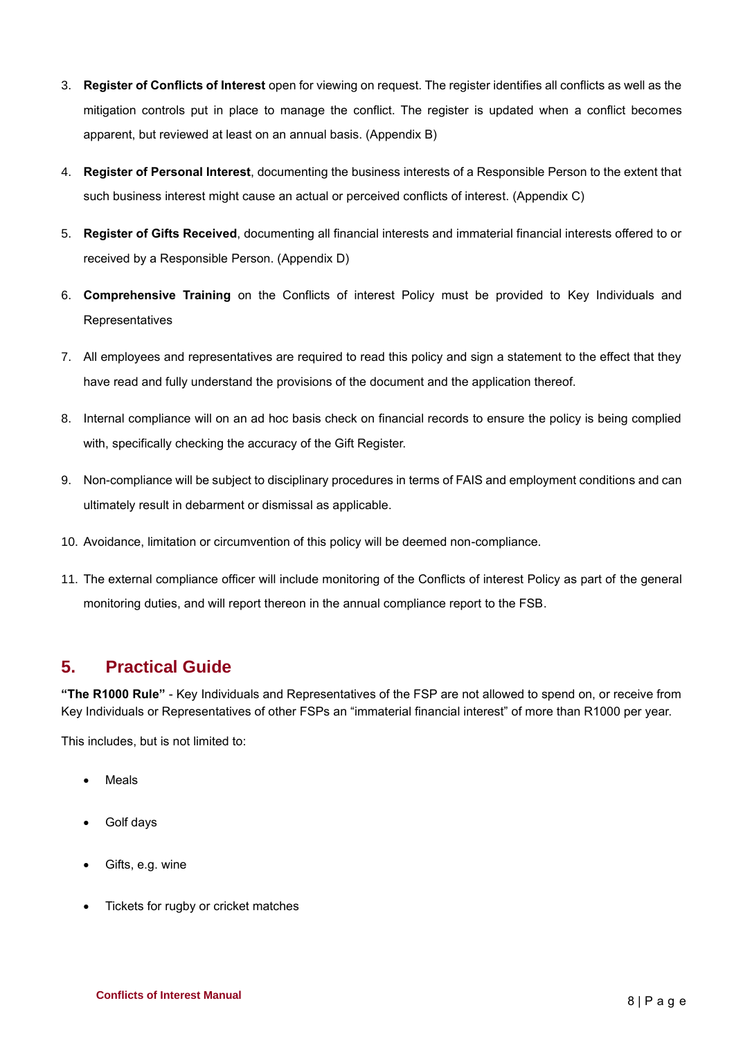3. **Register of Conflicts of Interest** open for viewing on request. The register identifies all conflicts as well as the mitigation controls put in place to manage the conflict. The register is updated when a conflict becomes apparent, but reviewed at least on an annual basis. (Appendix B)

4. **Register of Personal Interest**, documenting the business interests of a Responsible Person to the extent that such business interest might cause an actual or perceived conflicts of interest. (Appendix C)

5. **Register of Gifts Received**, documenting all financial interests and immaterial financial interests offered to or received by a Responsible Person. (Appendix D)

6. **Comprehensive Training** on the Conflicts of interest Policy must be provided to Key Individuals and Representatives

7. All employees and representatives are required to read this policy and sign a statement to the effect that they have read and fully understand the provisions of the document and the application thereof.

8. Internal compliance will on an ad hoc basis check on financial records to ensure the policy is being complied with, specifically checking the accuracy of the Gift Register.

9. Non-compliance will be subject to disciplinary procedures in terms of FAIS and employment conditions and can ultimately result in debarment or dismissal as applicable.

10. Avoidance, limitation or circumvention of this policy will be deemed non-compliance.

11. The external compliance officer will include monitoring of the Conflicts of interest Policy as part of the general monitoring duties, and will report thereon in the annual compliance report to the FSB.

## 5. Practical Guide

**"The R1000 Rule"** - Key Individuals and Representatives of the FSP are not allowed to spend on, or receive from Key Individuals or Representatives of other FSPs an "immaterial financial interest" of more than R1000 per year.

This includes, but is not limited to:

- Meals
- Golf days
- Gifts, e.g. wine
- Tickets for rugby or cricket matches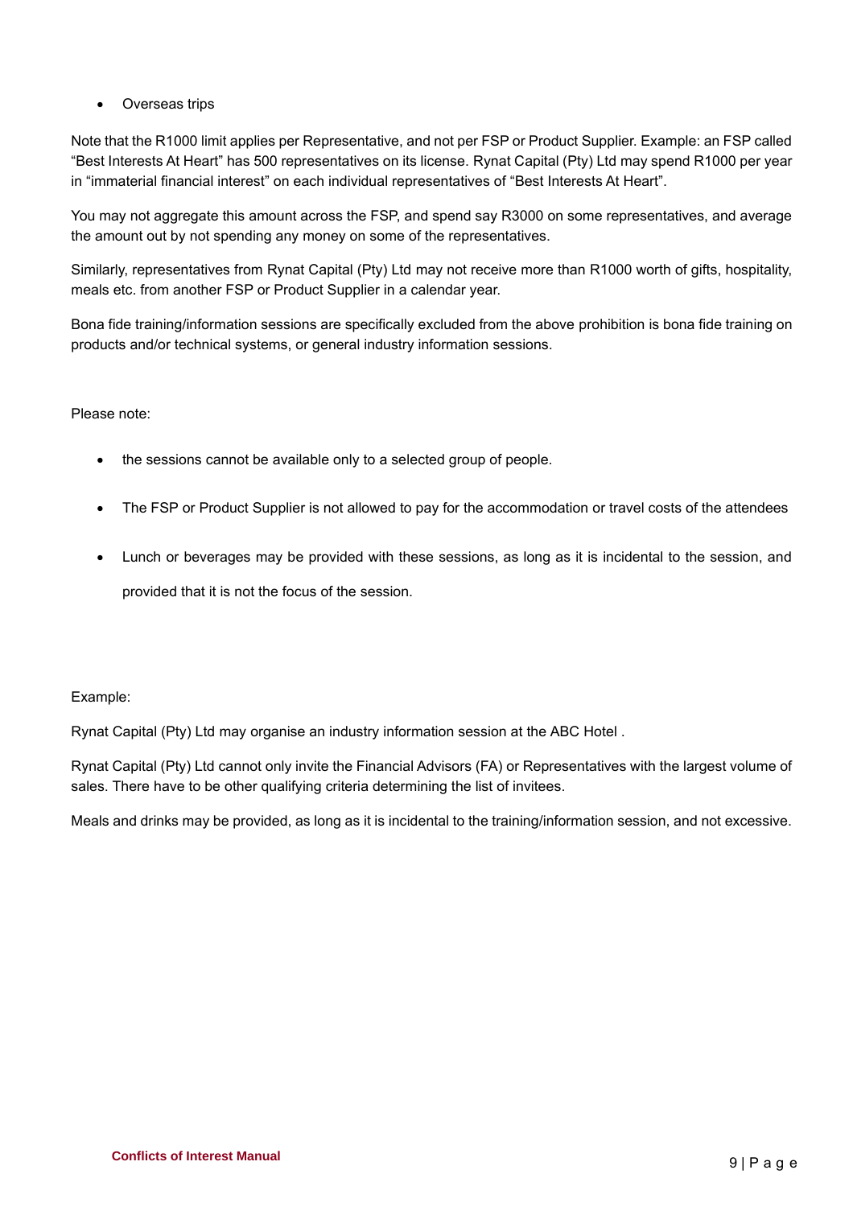- Overseas trips

Note that the R1000 limit applies per Representative, and not per FSP or Product Supplier. Example: an FSP called "Best Interests At Heart" has 500 representatives on its license. Rynat Capital (Pty) Ltd may spend R1000 per year in "immaterial financial interest" on each individual representatives of "Best Interests At Heart".

You may not aggregate this amount across the FSP, and spend say R3000 on some representatives, and average the amount out by not spending any money on some of the representatives.

Similarly, representatives from Rynat Capital (Pty) Ltd may not receive more than R1000 worth of gifts, hospitality, meals etc. from another FSP or Product Supplier in a calendar year.

Bona fide training/information sessions are specifically excluded from the above prohibition is bona fide training on products and/or technical systems, or general industry information sessions.

Please note:

- the sessions cannot be available only to a selected group of people.
- The FSP or Product Supplier is not allowed to pay for the accommodation or travel costs of the attendees
- Lunch or beverages may be provided with these sessions, as long as it is incidental to the session, and provided that it is not the focus of the session.

Example:

Rynat Capital (Pty) Ltd may organise an industry information session at the ABC Hotel .

Rynat Capital (Pty) Ltd cannot only invite the Financial Advisors (FA) or Representatives with the largest volume of sales. There have to be other qualifying criteria determining the list of invitees.

Meals and drinks may be provided, as long as it is incidental to the training/information session, and not excessive.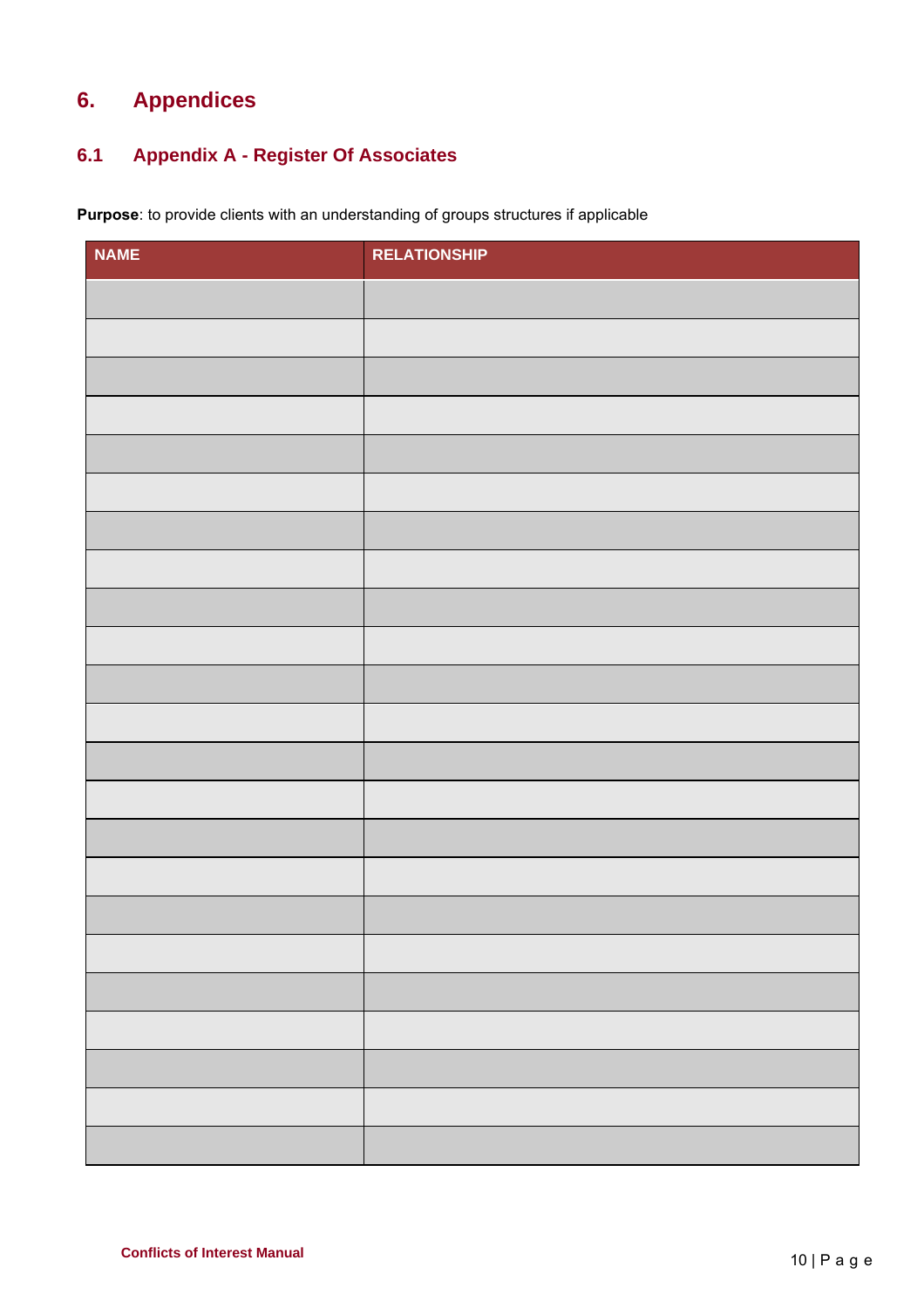# 6. Appendices

## 6.1 Appendix A - Register Of Associates

**Purpose**: to provide clients with an understanding of groups structures if applicable

| NAME | RELATIONSHIP |
|---|---|
| | |
| | |
| | |
| | |
| | |
| | |
| | |
| | |
| | |
| | |
| | |
| | |
| | |
| | |
| | |
| | |
| | |
| | |
| | |
| | |
| | |
| | |
| | |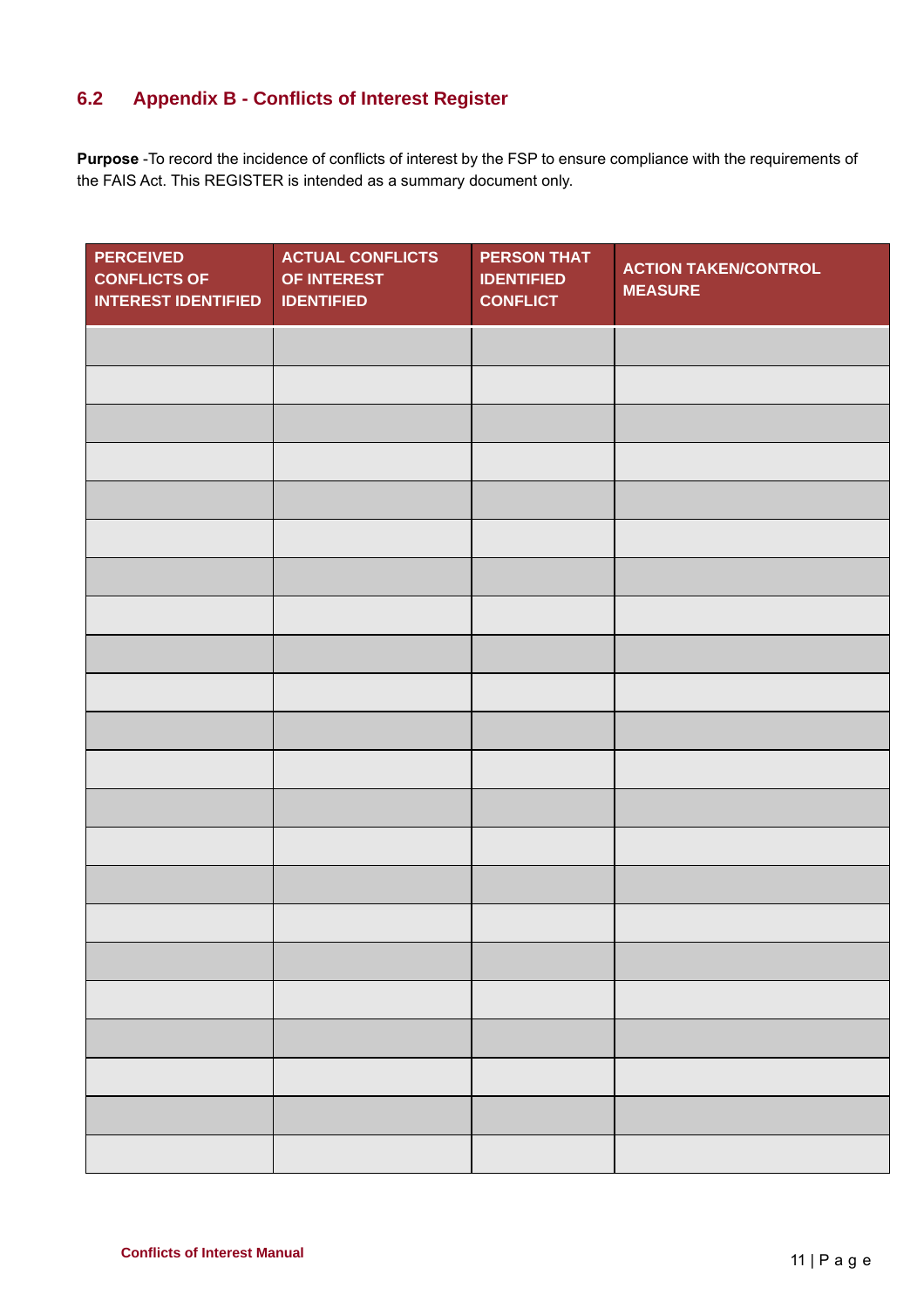## 6.2 Appendix B - Conflicts of Interest Register

**Purpose** -To record the incidence of conflicts of interest by the FSP to ensure compliance with the requirements of the FAIS Act. This REGISTER is intended as a summary document only.

| PERCEIVED CONFLICTS OF INTEREST IDENTIFIED | ACTUAL CONFLICTS OF INTEREST IDENTIFIED | PERSON THAT IDENTIFIED CONFLICT | ACTION TAKEN/CONTROL MEASURE |
|---|---|---|---|
| | | | |
| | | | |
| | | | |
| | | | |
| | | | |
| | | | |
| | | | |
| | | | |
| | | | |
| | | | |
| | | | |
| | | | |
| | | | |
| | | | |
| | | | |
| | | | |
| | | | |
| | | | |
| | | | |
| | | | |
| | | | |
| | | | |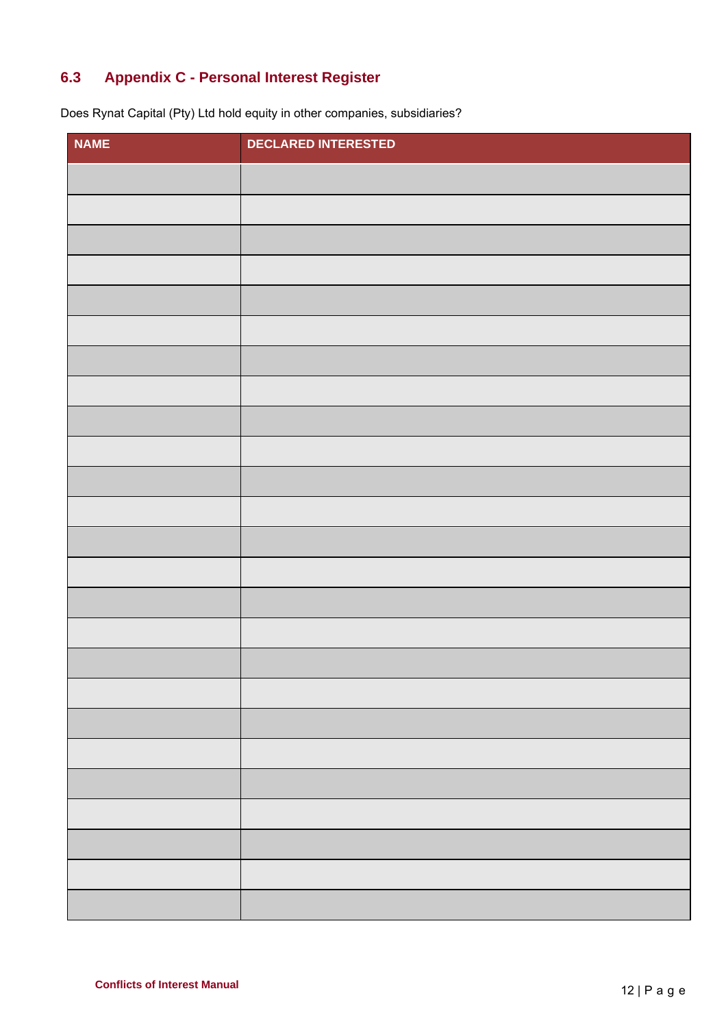## 6.3 Appendix C - Personal Interest Register

Does Rynat Capital (Pty) Ltd hold equity in other companies, subsidiaries?

| NAME | DECLARED INTERESTED |
|---|---|
| | |
| | |
| | |
| | |
| | |
| | |
| | |
| | |
| | |
| | |
| | |
| | |
| | |
| | |
| | |
| | |
| | |
| | |
| | |
| | |
| | |
| | |
| | |
| | |
| | |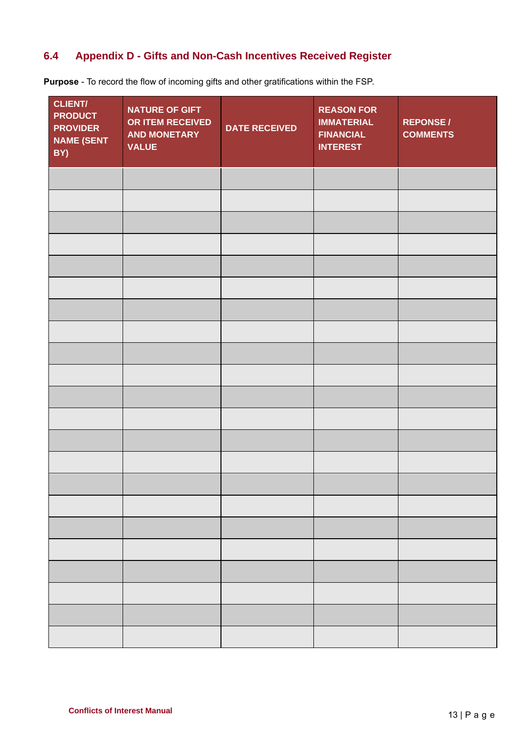## 6.4 Appendix D - Gifts and Non-Cash Incentives Received Register

**Purpose** - To record the flow of incoming gifts and other gratifications within the FSP.

| CLIENT/ PRODUCT PROVIDER NAME (SENT BY) | NATURE OF GIFT OR ITEM RECEIVED AND MONETARY VALUE | DATE RECEIVED | REASON FOR IMMATERIAL FINANCIAL INTEREST | REPONSE / COMMENTS |
|---|---|---|---|---|
| | | | | |
| | | | | |
| | | | | |
| | | | | |
| | | | | |
| | | | | |
| | | | | |
| | | | | |
| | | | | |
| | | | | |
| | | | | |
| | | | | |
| | | | | |
| | | | | |
| | | | | |
| | | | | |
| | | | | |
| | | | | |
| | | | | |
| | | | | |
| | | | | |
| | | | | |

Conflicts of Interest Manual